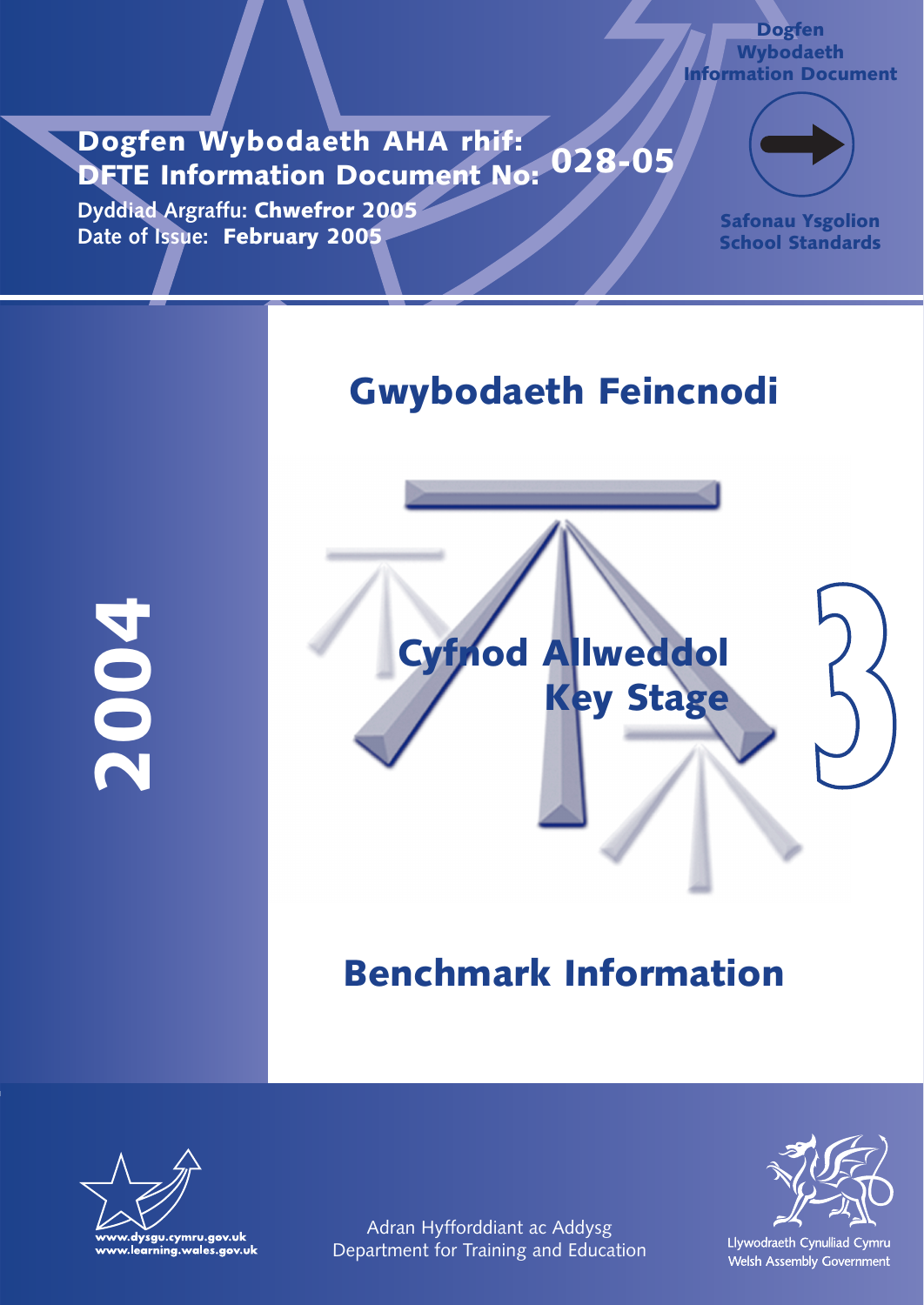Dogfen Wybodaeth
Information Document

**Dogfen Wybodaeth AHA rhif:**
**DFTE Information Document No: 028-05**

Dyddiad Argraffu: **Chwefror 2005**
Date of Issue: **February 2005**

**Safonau Ysgolion**
**School Standards**

# Gwybodaeth Feincnodi

**2004**

## Cyfnod Allweddol Key Stage 3

# Benchmark Information

www.dysgu.cymru.gov.uk
www.learning.wales.gov.uk

Adran Hyfforddiant ac Addysg
Department for Training and Education

Llywodraeth Cynulliad Cymru
Welsh Assembly Government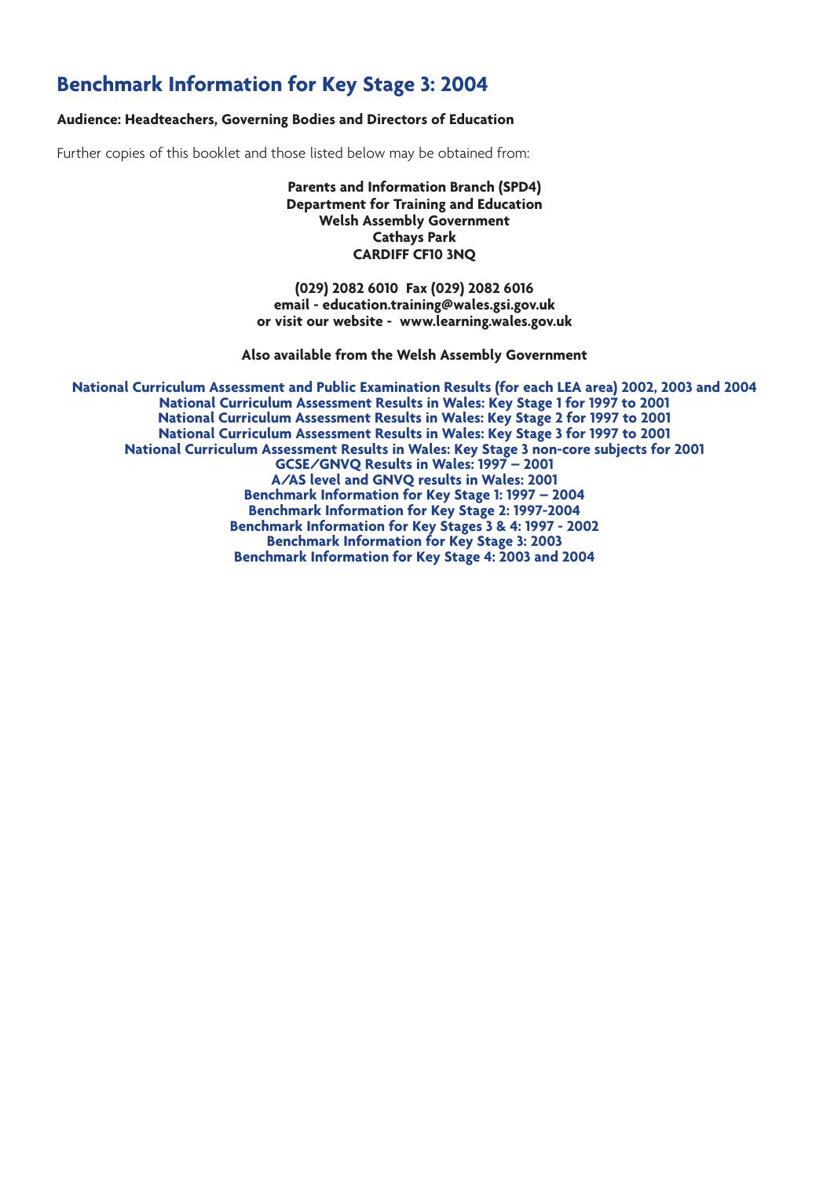# Benchmark Information for Key Stage 3: 2004

**Audience: Headteachers, Governing Bodies and Directors of Education**

Further copies of this booklet and those listed below may be obtained from:

**Parents and Information Branch (SPD4)**
**Department for Training and Education**
**Welsh Assembly Government**
**Cathays Park**
**CARDIFF CF10 3NQ**

**(029) 2082 6010 Fax (029) 2082 6016**
**email - education.training@wales.gsi.gov.uk**
**or visit our website - www.learning.wales.gov.uk**

**Also available from the Welsh Assembly Government**

**National Curriculum Assessment and Public Examination Results (for each LEA area) 2002, 2003 and 2004**
**National Curriculum Assessment Results in Wales: Key Stage 1 for 1997 to 2001**
**National Curriculum Assessment Results in Wales: Key Stage 2 for 1997 to 2001**
**National Curriculum Assessment Results in Wales: Key Stage 3 for 1997 to 2001**
**National Curriculum Assessment Results in Wales: Key Stage 3 non-core subjects for 2001**
**GCSE/GNVQ Results in Wales: 1997 – 2001**
**A/AS level and GNVQ results in Wales: 2001**
**Benchmark Information for Key Stage 1: 1997 – 2004**
**Benchmark Information for Key Stage 2: 1997-2004**
**Benchmark Information for Key Stages 3 & 4: 1997 - 2002**
**Benchmark Information for Key Stage 3: 2003**
**Benchmark Information for Key Stage 4: 2003 and 2004**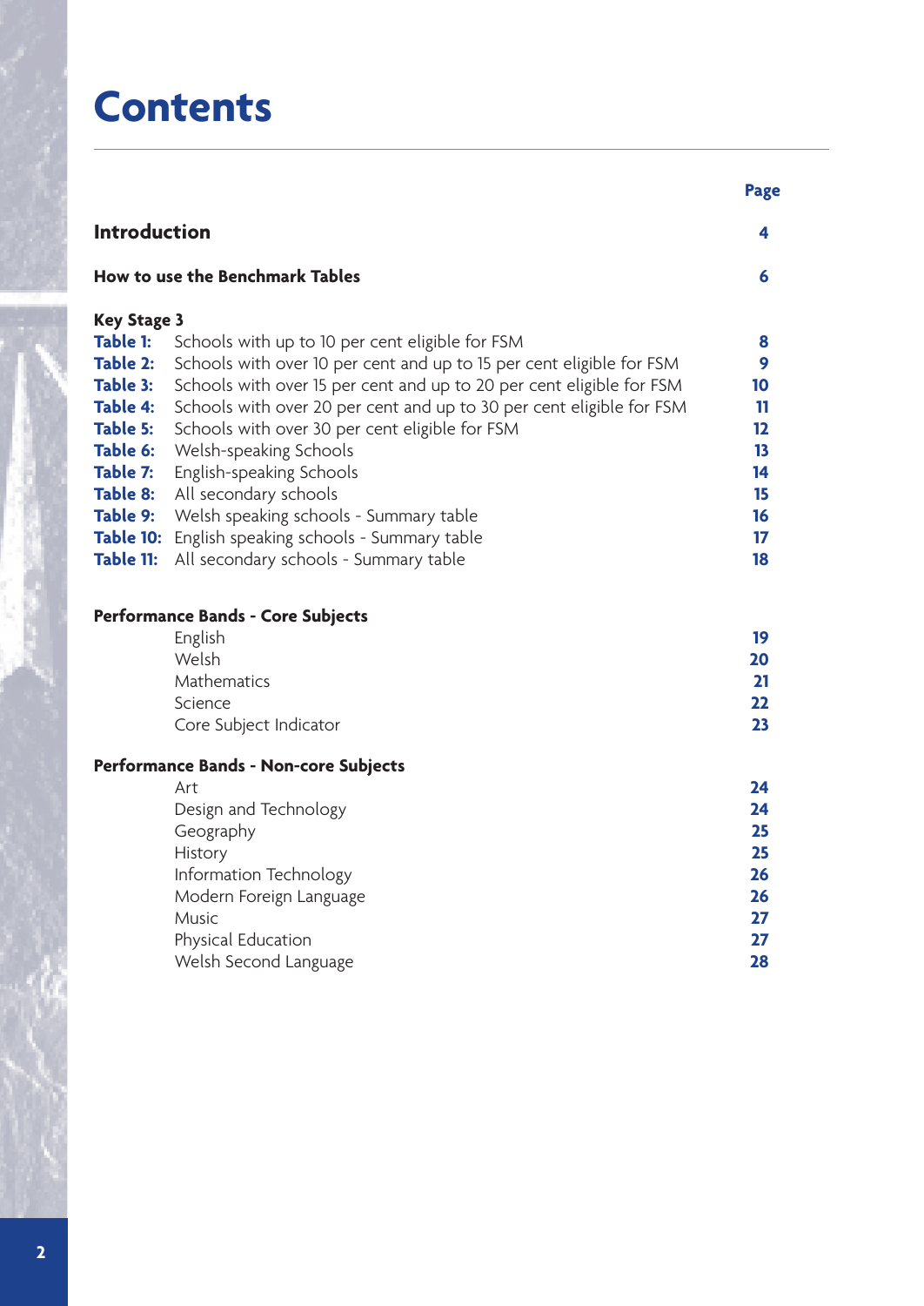# Contents

| | | Page |
|---|---|---|
| **Introduction** | | **4** |
| **How to use the Benchmark Tables** | | **6** |
| **Key Stage 3** | | |
| **Table 1:** | Schools with up to 10 per cent eligible for FSM | **8** |
| **Table 2:** | Schools with over 10 per cent and up to 15 per cent eligible for FSM | **9** |
| **Table 3:** | Schools with over 15 per cent and up to 20 per cent eligible for FSM | **10** |
| **Table 4:** | Schools with over 20 per cent and up to 30 per cent eligible for FSM | **11** |
| **Table 5:** | Schools with over 30 per cent eligible for FSM | **12** |
| **Table 6:** | Welsh-speaking Schools | **13** |
| **Table 7:** | English-speaking Schools | **14** |
| **Table 8:** | All secondary schools | **15** |
| **Table 9:** | Welsh speaking schools - Summary table | **16** |
| **Table 10:** | English speaking schools - Summary table | **17** |
| **Table 11:** | All secondary schools - Summary table | **18** |
| **Performance Bands - Core Subjects** | | |
| | English | **19** |
| | Welsh | **20** |
| | Mathematics | **21** |
| | Science | **22** |
| | Core Subject Indicator | **23** |
| **Performance Bands - Non-core Subjects** | | |
| | Art | **24** |
| | Design and Technology | **24** |
| | Geography | **25** |
| | History | **25** |
| | Information Technology | **26** |
| | Modern Foreign Language | **26** |
| | Music | **27** |
| | Physical Education | **27** |
| | Welsh Second Language | **28** |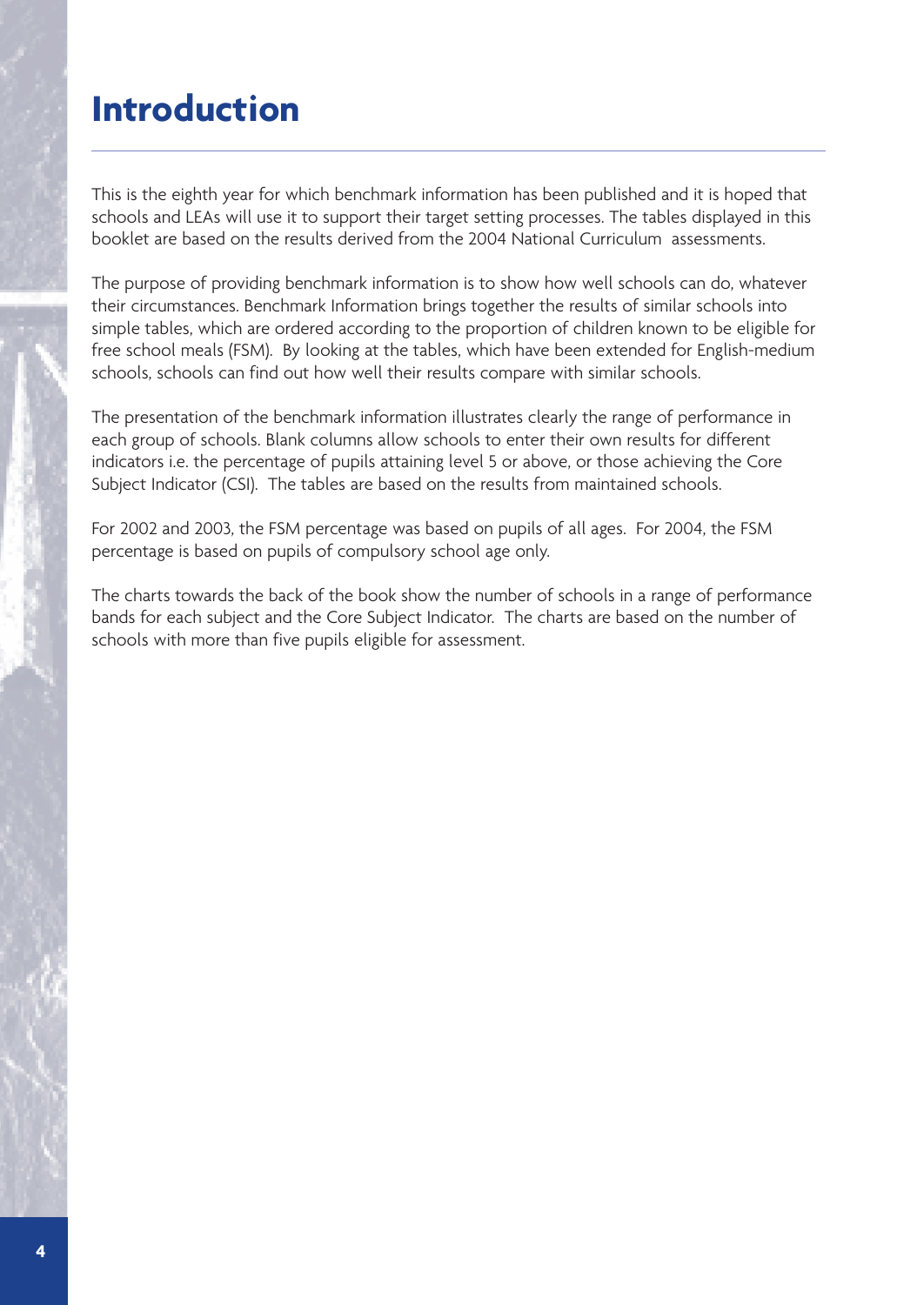# Introduction

This is the eighth year for which benchmark information has been published and it is hoped that schools and LEAs will use it to support their target setting processes. The tables displayed in this booklet are based on the results derived from the 2004 National Curriculum assessments.

The purpose of providing benchmark information is to show how well schools can do, whatever their circumstances. Benchmark Information brings together the results of similar schools into simple tables, which are ordered according to the proportion of children known to be eligible for free school meals (FSM). By looking at the tables, which have been extended for English-medium schools, schools can find out how well their results compare with similar schools.

The presentation of the benchmark information illustrates clearly the range of performance in each group of schools. Blank columns allow schools to enter their own results for different indicators i.e. the percentage of pupils attaining level 5 or above, or those achieving the Core Subject Indicator (CSI). The tables are based on the results from maintained schools.

For 2002 and 2003, the FSM percentage was based on pupils of all ages. For 2004, the FSM percentage is based on pupils of compulsory school age only.

The charts towards the back of the book show the number of schools in a range of performance bands for each subject and the Core Subject Indicator. The charts are based on the number of schools with more than five pupils eligible for assessment.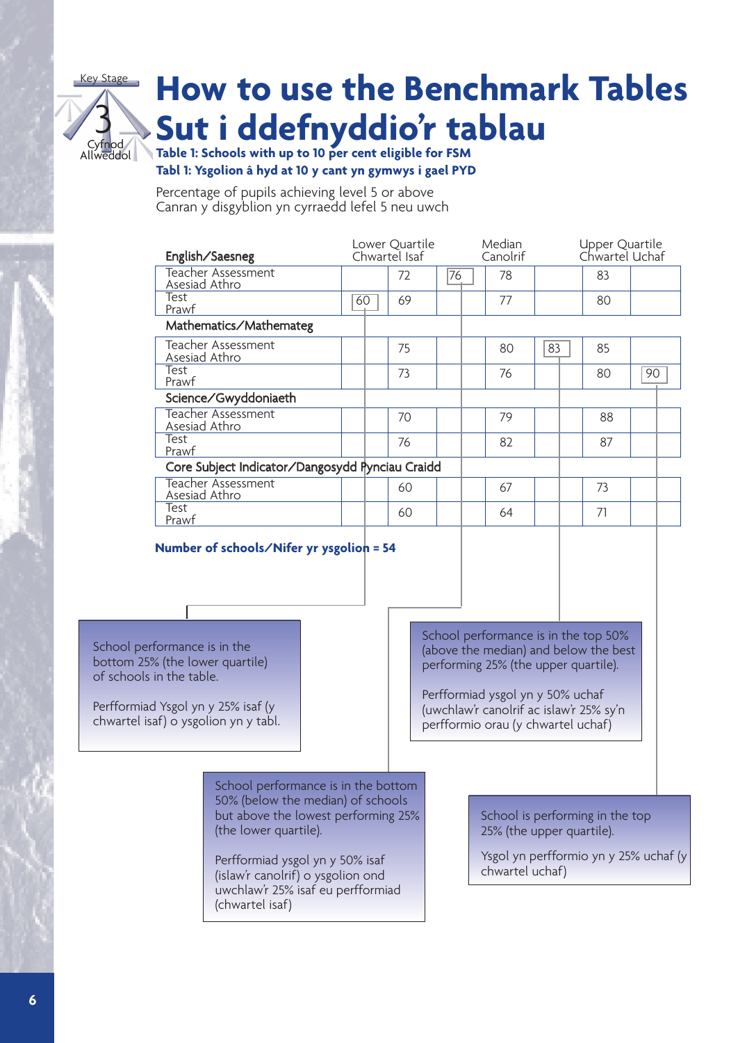# How to use the Benchmark Tables
# Sut i ddefnyddio'r tablau

**Table 1: Schools with up to 10 per cent eligible for FSM**
**Tabl 1: Ysgolion â hyd at 10 y cant yn gymwys i gael PYD**

Percentage of pupils achieving level 5 or above
Canran y disgyblion yn cyrraedd lefel 5 neu uwch

| English/Saesneg | | Lower Quartile Chwartel Isaf | | Median Canolrif | | Upper Quartile Chwartel Uchaf | |
|---|---|---|---|---|---|---|---|
| Teacher Assessment Asesiad Athro | | 72 | 76 | 78 | | 83 | |
| Test Prawf | 60 | 69 | | 77 | | 80 | |
| **Mathematics/Mathemateg** | | | | | | | |
| Teacher Assessment Asesiad Athro | | 75 | | 80 | 83 | 85 | |
| Test Prawf | | 73 | | 76 | | 80 | 90 |
| **Science/Gwyddoniaeth** | | | | | | | |
| Teacher Assessment Asesiad Athro | | 70 | | 79 | | 88 | |
| Test Prawf | | 76 | | 82 | | 87 | |
| **Core Subject Indicator/Dangosydd Pynciau Craidd** | | | | | | | |
| Teacher Assessment Asesiad Athro | | 60 | | 67 | | 73 | |
| Test Prawf | | 60 | | 64 | | 71 | |

**Number of schools/Nifer yr ysgolion = 54**

School performance is in the bottom 25% (the lower quartile) of schools in the table.

Perfformiad Ysgol yn y 25% isaf (y chwartel isaf) o ysgolion yn y tabl.

School performance is in the top 50% (above the median) and below the best performing 25% (the upper quartile).

Perfformiad ysgol yn y 50% uchaf (uwchlaw'r canolrif ac islaw'r 25% sy'n perfformio orau (y chwartel uchaf)

School performance is in the bottom 50% (below the median) of schools but above the lowest performing 25% (the lower quartile).

Perfformiad ysgol yn y 50% isaf (islaw'r canolrif) o ysgolion ond uwchlaw'r 25% isaf eu perfformiad (chwartel isaf)

School is performing in the top 25% (the upper quartile).

Ysgol yn perfformio yn y 25% uchaf (y chwartel uchaf)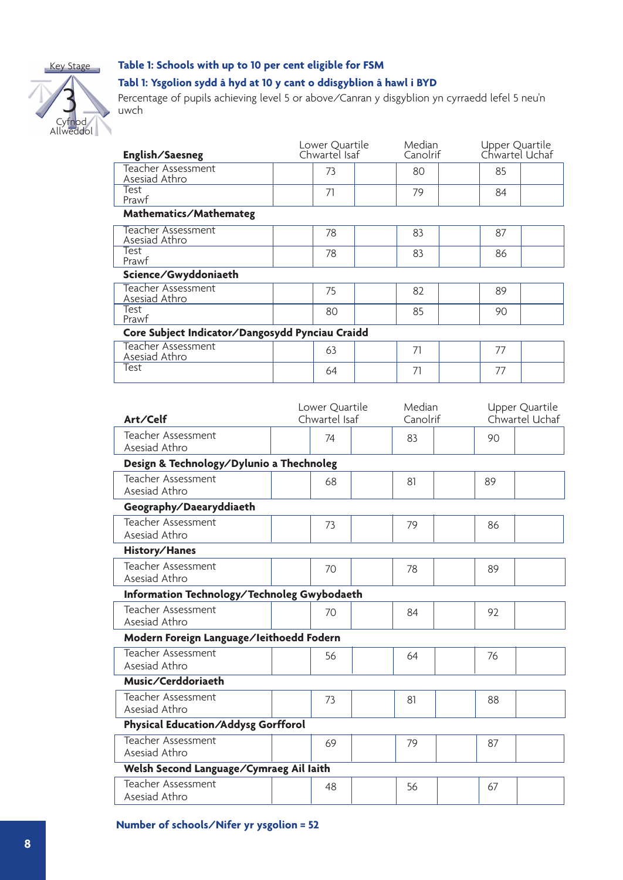Key Stage 3 Cyfnod Allweddol

### Table 1: Schools with up to 10 per cent eligible for FSM

### Tabl 1: Ysgolion sydd â hyd at 10 y cant o ddisgyblion â hawl i BYD

Percentage of pupils achieving level 5 or above/Canran y disgyblion yn cyrraedd lefel 5 neu'n uwch

| English/Saesneg | Lower Quartile Chwartel Isaf | Median Canolrif | Upper Quartile Chwartel Uchaf |
|---|---|---|---|
| Teacher Assessment Asesiad Athro | 73 | 80 | 85 |
| Test Prawf | 71 | 79 | 84 |
| **Mathematics/Mathemateg** | | | |
| Teacher Assessment Asesiad Athro | 78 | 83 | 87 |
| Test Prawf | 78 | 83 | 86 |
| **Science/Gwyddoniaeth** | | | |
| Teacher Assessment Asesiad Athro | 75 | 82 | 89 |
| Test Prawf | 80 | 85 | 90 |
| **Core Subject Indicator/Dangosydd Pynciau Craidd** | | | |
| Teacher Assessment Asesiad Athro | 63 | 71 | 77 |
| Test | 64 | 71 | 77 |

| Art/Celf | Lower Quartile Chwartel Isaf | Median Canolrif | Upper Quartile Chwartel Uchaf |
|---|---|---|---|
| Teacher Assessment Asesiad Athro | 74 | 83 | 90 |
| **Design & Technology/Dylunio a Thechnoleg** | | | |
| Teacher Assessment Asesiad Athro | 68 | 81 | 89 |
| **Geography/Daearyddiaeth** | | | |
| Teacher Assessment Asesiad Athro | 73 | 79 | 86 |
| **History/Hanes** | | | |
| Teacher Assessment Asesiad Athro | 70 | 78 | 89 |
| **Information Technology/Technoleg Gwybodaeth** | | | |
| Teacher Assessment Asesiad Athro | 70 | 84 | 92 |
| **Modern Foreign Language/Ieithoedd Fodern** | | | |
| Teacher Assessment Asesiad Athro | 56 | 64 | 76 |
| **Music/Cerddoriaeth** | | | |
| Teacher Assessment Asesiad Athro | 73 | 81 | 88 |
| **Physical Education/Addysg Gorfforol** | | | |
| Teacher Assessment Asesiad Athro | 69 | 79 | 87 |
| **Welsh Second Language/Cymraeg Ail Iaith** | | | |
| Teacher Assessment Asesiad Athro | 48 | 56 | 67 |

**Number of schools/Nifer yr ysgolion = 52**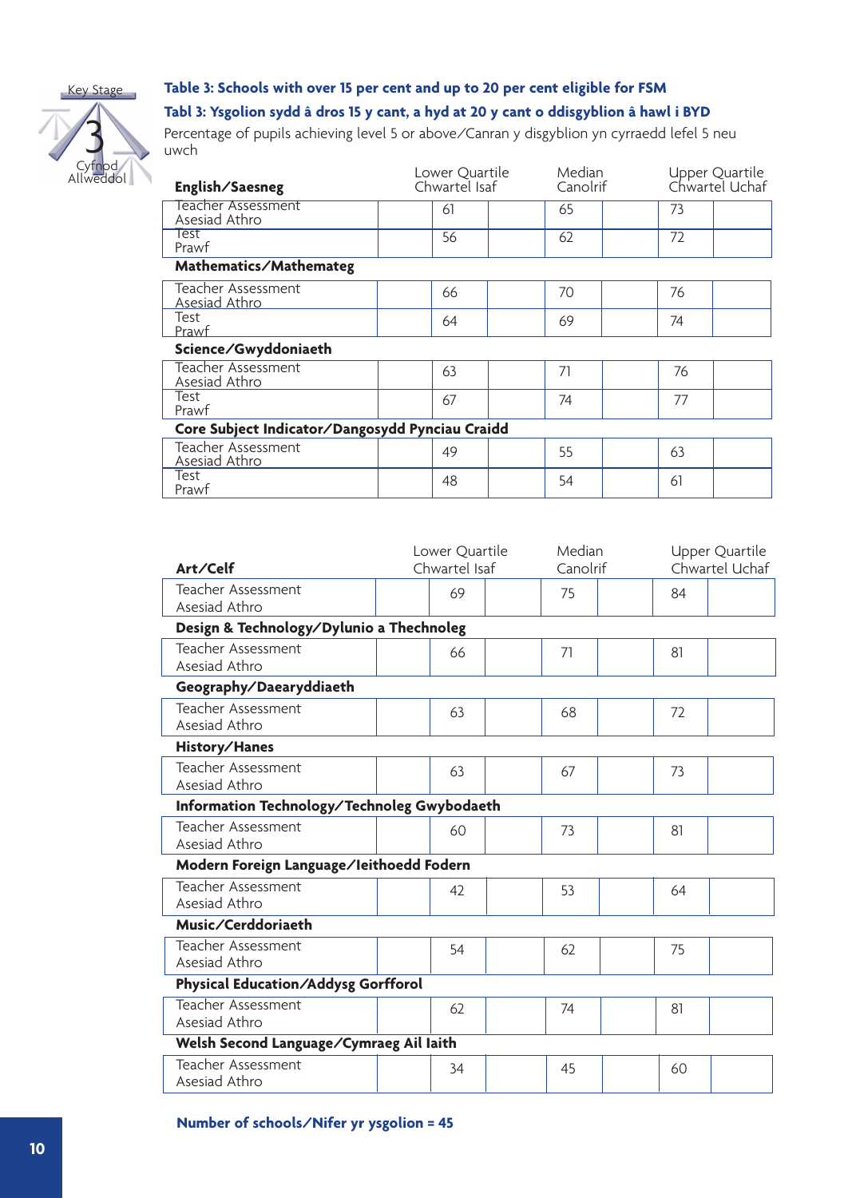Key Stage 3 Cyfnod Allweddol

## Table 3: Schools with over 15 per cent and up to 20 per cent eligible for FSM

## Tabl 3: Ysgolion sydd â dros 15 y cant, a hyd at 20 y cant o ddisgyblion â hawl i BYD

Percentage of pupils achieving level 5 or above/Canran y disgyblion yn cyrraedd lefel 5 neu uwch

| **English/Saesneg** | Lower Quartile Chwartel Isaf | Median Canolrif | Upper Quartile Chwartel Uchaf |
|---|---|---|---|
| Teacher Assessment Asesiad Athro | 61 | 65 | 73 |
| Test Prawf | 56 | 62 | 72 |
| **Mathematics/Mathemateg** | | | |
| Teacher Assessment Asesiad Athro | 66 | 70 | 76 |
| Test Prawf | 64 | 69 | 74 |
| **Science/Gwyddoniaeth** | | | |
| Teacher Assessment Asesiad Athro | 63 | 71 | 76 |
| Test Prawf | 67 | 74 | 77 |
| **Core Subject Indicator/Dangosydd Pynciau Craidd** | | | |
| Teacher Assessment Asesiad Athro | 49 | 55 | 63 |
| Test Prawf | 48 | 54 | 61 |

| **Art/Celf** | Lower Quartile Chwartel Isaf | Median Canolrif | Upper Quartile Chwartel Uchaf |
|---|---|---|---|
| Teacher Assessment Asesiad Athro | 69 | 75 | 84 |
| **Design & Technology/Dylunio a Thechnoleg** | | | |
| Teacher Assessment Asesiad Athro | 66 | 71 | 81 |
| **Geography/Daearyddiaeth** | | | |
| Teacher Assessment Asesiad Athro | 63 | 68 | 72 |
| **History/Hanes** | | | |
| Teacher Assessment Asesiad Athro | 63 | 67 | 73 |
| **Information Technology/Technoleg Gwybodaeth** | | | |
| Teacher Assessment Asesiad Athro | 60 | 73 | 81 |
| **Modern Foreign Language/Ieithoedd Fodern** | | | |
| Teacher Assessment Asesiad Athro | 42 | 53 | 64 |
| **Music/Cerddoriaeth** | | | |
| Teacher Assessment Asesiad Athro | 54 | 62 | 75 |
| **Physical Education/Addysg Gorfforol** | | | |
| Teacher Assessment Asesiad Athro | 62 | 74 | 81 |
| **Welsh Second Language/Cymraeg Ail Iaith** | | | |
| Teacher Assessment Asesiad Athro | 34 | 45 | 60 |

**Number of schools/Nifer yr ysgolion = 45**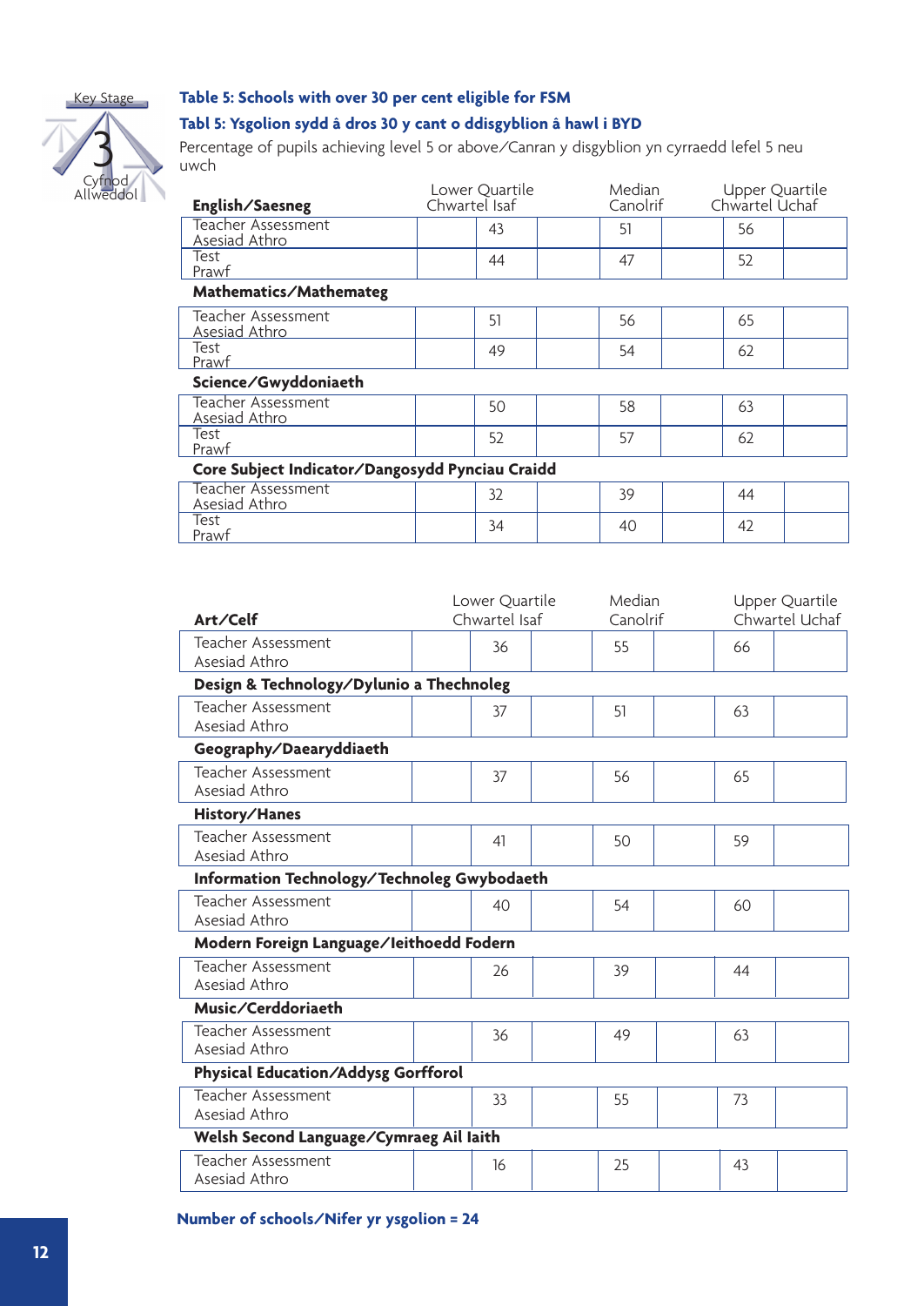Key Stage 3 / Cyfnod Allweddol 3

### Table 5: Schools with over 30 per cent eligible for FSM

### Tabl 5: Ysgolion sydd â dros 30 y cant o ddisgyblion â hawl i BYD

Percentage of pupils achieving level 5 or above/Canran y disgyblion yn cyrraedd lefel 5 neu uwch

| **English/Saesneg** | Lower Quartile Chwartel Isaf | Median Canolrif | Upper Quartile Chwartel Uchaf |
|---|---|---|---|
| Teacher Assessment Asesiad Athro | 43 | 51 | 56 |
| Test Prawf | 44 | 47 | 52 |
| **Mathematics/Mathemateg** | | | |
| Teacher Assessment Asesiad Athro | 51 | 56 | 65 |
| Test Prawf | 49 | 54 | 62 |
| **Science/Gwyddoniaeth** | | | |
| Teacher Assessment Asesiad Athro | 50 | 58 | 63 |
| Test Prawf | 52 | 57 | 62 |
| **Core Subject Indicator/Dangosydd Pynciau Craidd** | | | |
| Teacher Assessment Asesiad Athro | 32 | 39 | 44 |
| Test Prawf | 34 | 40 | 42 |

| **Art/Celf** | Lower Quartile Chwartel Isaf | Median Canolrif | Upper Quartile Chwartel Uchaf |
|---|---|---|---|
| Teacher Assessment Asesiad Athro | 36 | 55 | 66 |
| **Design & Technology/Dylunio a Thechnoleg** | | | |
| Teacher Assessment Asesiad Athro | 37 | 51 | 63 |
| **Geography/Daearyddiaeth** | | | |
| Teacher Assessment Asesiad Athro | 37 | 56 | 65 |
| **History/Hanes** | | | |
| Teacher Assessment Asesiad Athro | 41 | 50 | 59 |
| **Information Technology/Technoleg Gwybodaeth** | | | |
| Teacher Assessment Asesiad Athro | 40 | 54 | 60 |
| **Modern Foreign Language/Ieithoedd Fodern** | | | |
| Teacher Assessment Asesiad Athro | 26 | 39 | 44 |
| **Music/Cerddoriaeth** | | | |
| Teacher Assessment Asesiad Athro | 36 | 49 | 63 |
| **Physical Education/Addysg Gorfforol** | | | |
| Teacher Assessment Asesiad Athro | 33 | 55 | 73 |
| **Welsh Second Language/Cymraeg Ail Iaith** | | | |
| Teacher Assessment Asesiad Athro | 16 | 25 | 43 |

**Number of schools/Nifer yr ysgolion = 24**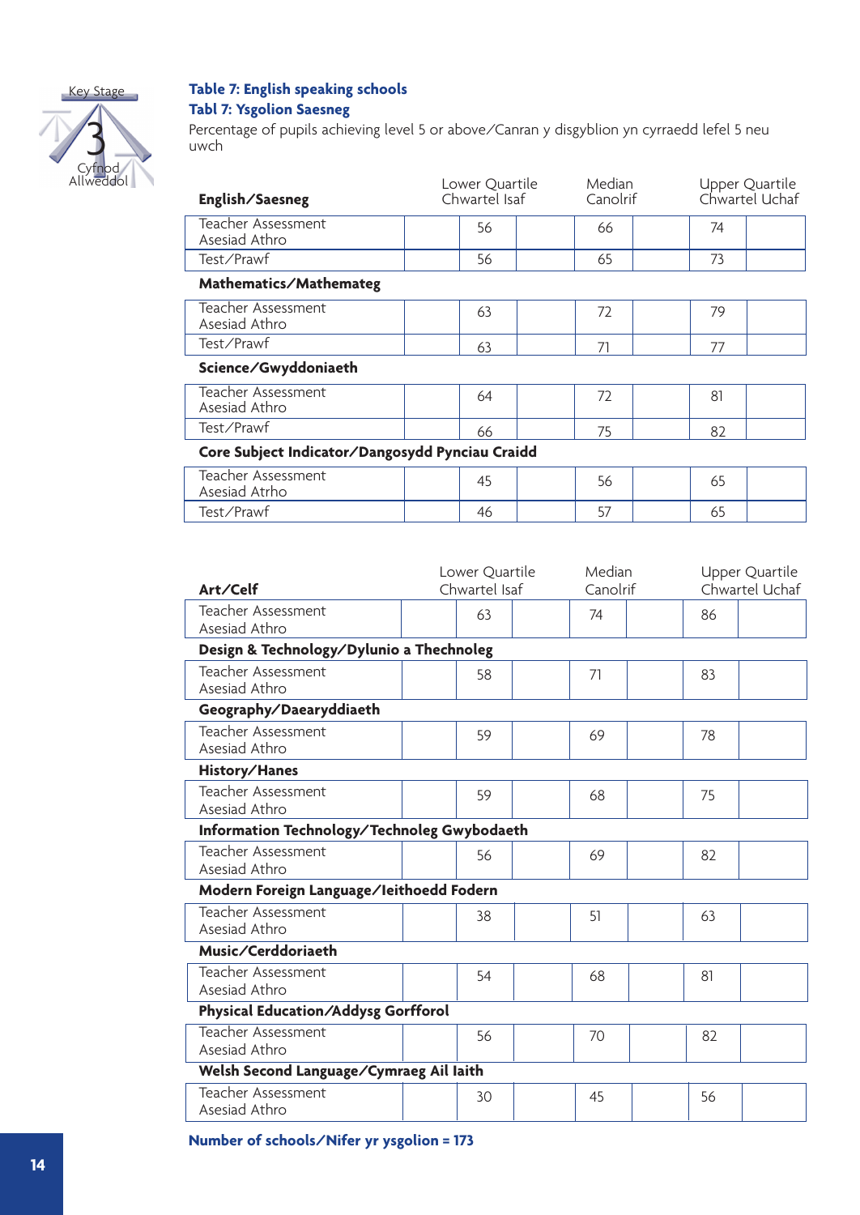Key Stage 3 Cyfnod Allweddol

**Table 7: English speaking schools**

**Tabl 7: Ysgolion Saesneg**

Percentage of pupils achieving level 5 or above/Canran y disgyblion yn cyrraedd lefel 5 neu uwch

| | Lower Quartile Chwartel Isaf | Median Canolrif | Upper Quartile Chwartel Uchaf |
|---|---|---|---|
| **English/Saesneg** | | | |
| Teacher Assessment Asesiad Athro | 56 | 66 | 74 |
| Test/Prawf | 56 | 65 | 73 |
| **Mathematics/Mathemateg** | | | |
| Teacher Assessment Asesiad Athro | 63 | 72 | 79 |
| Test/Prawf | 63 | 71 | 77 |
| **Science/Gwyddoniaeth** | | | |
| Teacher Assessment Asesiad Athro | 64 | 72 | 81 |
| Test/Prawf | 66 | 75 | 82 |
| **Core Subject Indicator/Dangosydd Pynciau Craidd** | | | |
| Teacher Assessment Asesiad Atrho | 45 | 56 | 65 |
| Test/Prawf | 46 | 57 | 65 |

| | Lower Quartile Chwartel Isaf | Median Canolrif | Upper Quartile Chwartel Uchaf |
|---|---|---|---|
| **Art/Celf** | | | |
| Teacher Assessment Asesiad Athro | 63 | 74 | 86 |
| **Design & Technology/Dylunio a Thechnoleg** | | | |
| Teacher Assessment Asesiad Athro | 58 | 71 | 83 |
| **Geography/Daearyddiaeth** | | | |
| Teacher Assessment Asesiad Athro | 59 | 69 | 78 |
| **History/Hanes** | | | |
| Teacher Assessment Asesiad Athro | 59 | 68 | 75 |
| **Information Technology/Technoleg Gwybodaeth** | | | |
| Teacher Assessment Asesiad Athro | 56 | 69 | 82 |
| **Modern Foreign Language/Ieithoedd Fodern** | | | |
| Teacher Assessment Asesiad Athro | 38 | 51 | 63 |
| **Music/Cerddoriaeth** | | | |
| Teacher Assessment Asesiad Athro | 54 | 68 | 81 |
| **Physical Education/Addysg Gorfforol** | | | |
| Teacher Assessment Asesiad Athro | 56 | 70 | 82 |
| **Welsh Second Language/Cymraeg Ail Iaith** | | | |
| Teacher Assessment Asesiad Athro | 30 | 45 | 56 |

**Number of schools/Nifer yr ysgolion = 173**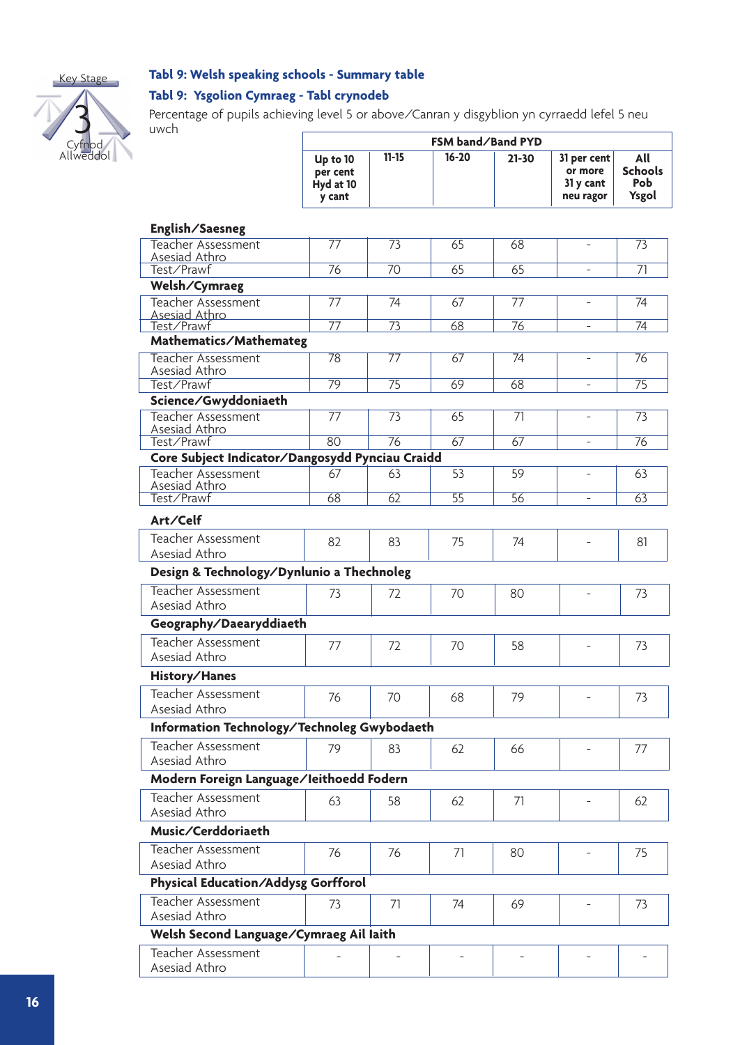## Tabl 9: Welsh speaking schools - Summary table

## Tabl 9: Ysgolion Cymraeg - Tabl crynodeb

Percentage of pupils achieving level 5 or above/Canran y disgyblion yn cyrraedd lefel 5 neu uwch

| | FSM band/Band PYD | | | | | |
|---|---|---|---|---|---|---|
| | Up to 10 per cent Hyd at 10 y cant | 11-15 | 16-20 | 21-30 | 31 per cent or more 31 y cant neu ragor | All Schools Pob Ysgol |
| **English/Saesneg** | | | | | | |
| Teacher Assessment Asesiad Athro | 77 | 73 | 65 | 68 | - | 73 |
| Test/Prawf | 76 | 70 | 65 | 65 | - | 71 |
| **Welsh/Cymraeg** | | | | | | |
| Teacher Assessment Asesiad Athro | 77 | 74 | 67 | 77 | - | 74 |
| Test/Prawf | 77 | 73 | 68 | 76 | - | 74 |
| **Mathematics/Mathemateg** | | | | | | |
| Teacher Assessment Asesiad Athro | 78 | 77 | 67 | 74 | - | 76 |
| Test/Prawf | 79 | 75 | 69 | 68 | - | 75 |
| **Science/Gwyddoniaeth** | | | | | | |
| Teacher Assessment Asesiad Athro | 77 | 73 | 65 | 71 | - | 73 |
| Test/Prawf | 80 | 76 | 67 | 67 | - | 76 |
| **Core Subject Indicator/Dangosydd Pynciau Craidd** | | | | | | |
| Teacher Assessment Asesiad Athro | 67 | 63 | 53 | 59 | - | 63 |
| Test/Prawf | 68 | 62 | 55 | 56 | - | 63 |
| **Art/Celf** | | | | | | |
| Teacher Assessment Asesiad Athro | 82 | 83 | 75 | 74 | - | 81 |
| **Design & Technology/Dynlunio a Thechnoleg** | | | | | | |
| Teacher Assessment Asesiad Athro | 73 | 72 | 70 | 80 | - | 73 |
| **Geography/Daearyddiaeth** | | | | | | |
| Teacher Assessment Asesiad Athro | 77 | 72 | 70 | 58 | - | 73 |
| **History/Hanes** | | | | | | |
| Teacher Assessment Asesiad Athro | 76 | 70 | 68 | 79 | - | 73 |
| **Information Technology/Technoleg Gwybodaeth** | | | | | | |
| Teacher Assessment Asesiad Athro | 79 | 83 | 62 | 66 | - | 77 |
| **Modern Foreign Language/Ieithoedd Fodern** | | | | | | |
| Teacher Assessment Asesiad Athro | 63 | 58 | 62 | 71 | - | 62 |
| **Music/Cerddoriaeth** | | | | | | |
| Teacher Assessment Asesiad Athro | 76 | 76 | 71 | 80 | - | 75 |
| **Physical Education/Addysg Gorfforol** | | | | | | |
| Teacher Assessment Asesiad Athro | 73 | 71 | 74 | 69 | - | 73 |
| **Welsh Second Language/Cymraeg Ail Iaith** | | | | | | |
| Teacher Assessment Asesiad Athro | - | - | - | - | - | - |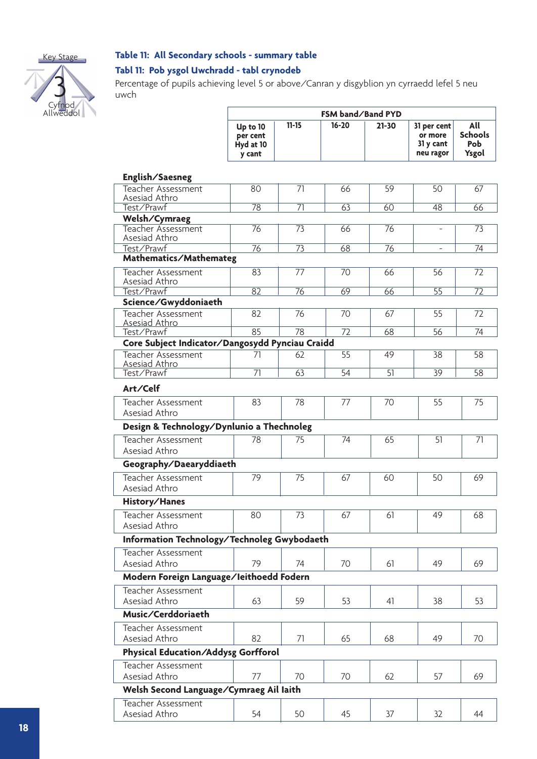### Table 11: All Secondary schools - summary table

### Tabl 11: Pob ysgol Uwchradd - tabl crynodeb

Percentage of pupils achieving level 5 or above/Canran y disgyblion yn cyrraedd lefel 5 neu uwch

| | FSM band/Band PYD | | | | | |
|---|---|---|---|---|---|---|
| | Up to 10 per cent Hyd at 10 y cant | 11-15 | 16-20 | 21-30 | 31 per cent or more 31 y cant neu ragor | All Schools Pob Ysgol |
| **English/Saesneg** | | | | | | |
| Teacher Assessment Asesiad Athro | 80 | 71 | 66 | 59 | 50 | 67 |
| Test/Prawf | 78 | 71 | 63 | 60 | 48 | 66 |
| **Welsh/Cymraeg** | | | | | | |
| Teacher Assessment Asesiad Athro | 76 | 73 | 66 | 76 | - | 73 |
| Test/Prawf | 76 | 73 | 68 | 76 | - | 74 |
| **Mathematics/Mathemateg** | | | | | | |
| Teacher Assessment Asesiad Athro | 83 | 77 | 70 | 66 | 56 | 72 |
| Test/Prawf | 82 | 76 | 69 | 66 | 55 | 72 |
| **Science/Gwyddoniaeth** | | | | | | |
| Teacher Assessment Asesiad Athro | 82 | 76 | 70 | 67 | 55 | 72 |
| Test/Prawf | 85 | 78 | 72 | 68 | 56 | 74 |
| **Core Subject Indicator/Dangosydd Pynciau Craidd** | | | | | | |
| Teacher Assessment Asesiad Athro | 71 | 62 | 55 | 49 | 38 | 58 |
| Test/Prawf | 71 | 63 | 54 | 51 | 39 | 58 |
| **Art/Celf** | | | | | | |
| Teacher Assessment Asesiad Athro | 83 | 78 | 77 | 70 | 55 | 75 |
| **Design & Technology/Dynlunio a Thechnoleg** | | | | | | |
| Teacher Assessment Asesiad Athro | 78 | 75 | 74 | 65 | 51 | 71 |
| **Geography/Daearyddiaeth** | | | | | | |
| Teacher Assessment Asesiad Athro | 79 | 75 | 67 | 60 | 50 | 69 |
| **History/Hanes** | | | | | | |
| Teacher Assessment Asesiad Athro | 80 | 73 | 67 | 61 | 49 | 68 |
| **Information Technology/Technoleg Gwybodaeth** | | | | | | |
| Teacher Assessment Asesiad Athro | 79 | 74 | 70 | 61 | 49 | 69 |
| **Modern Foreign Language/Ieithoedd Fodern** | | | | | | |
| Teacher Assessment Asesiad Athro | 63 | 59 | 53 | 41 | 38 | 53 |
| **Music/Cerddoriaeth** | | | | | | |
| Teacher Assessment Asesiad Athro | 82 | 71 | 65 | 68 | 49 | 70 |
| **Physical Education/Addysg Gorfforol** | | | | | | |
| Teacher Assessment Asesiad Athro | 77 | 70 | 70 | 62 | 57 | 69 |
| **Welsh Second Language/Cymraeg Ail Iaith** | | | | | | |
| Teacher Assessment Asesiad Athro | 54 | 50 | 45 | 37 | 32 | 44 |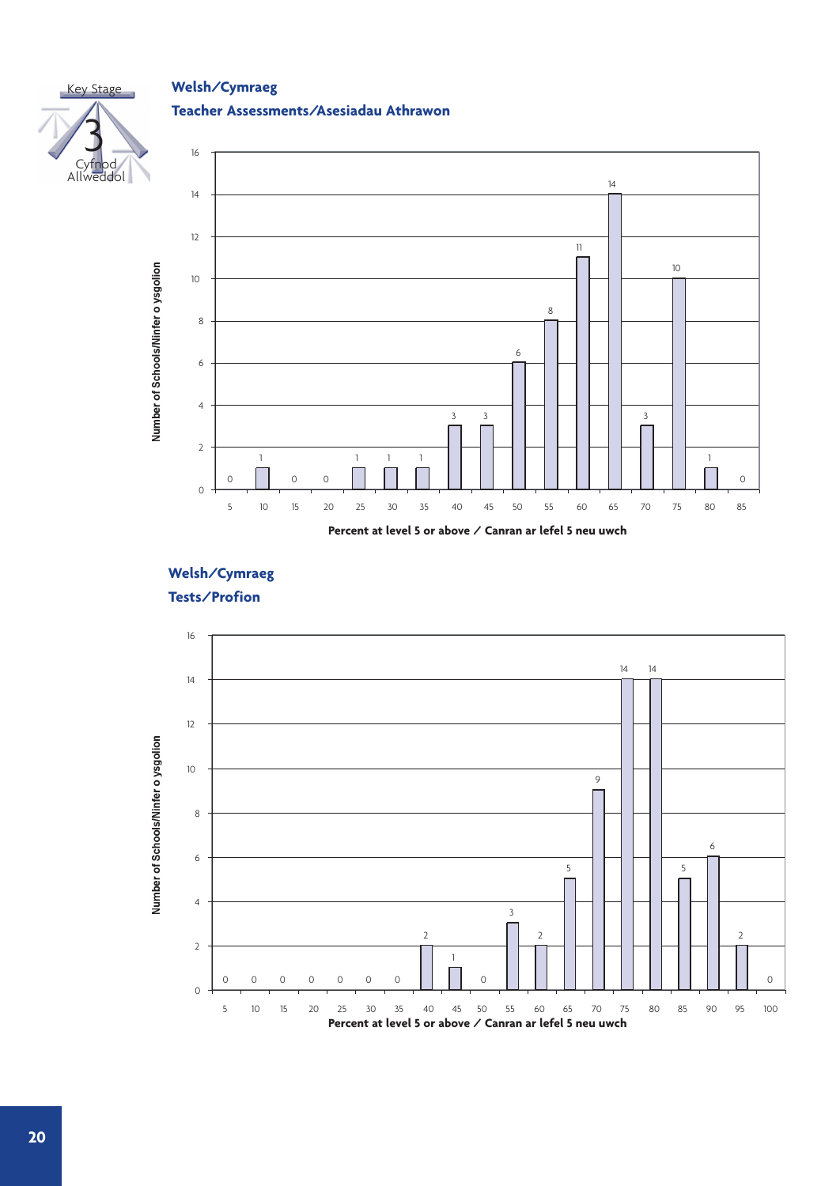## Welsh/Cymraeg

### Teacher Assessments/Asesiadau Athrawon

Number of Schools/Ninfer o ysgolion

| Percent at level 5 or above / Canran ar lefel 5 neu uwch | Number of Schools/Ninfer o ysgolion |
|---|---|
| 5 | 0 |
| 10 | 1 |
| 15 | 0 |
| 20 | 0 |
| 25 | 1 |
| 30 | 1 |
| 35 | 1 |
| 40 | 3 |
| 45 | 3 |
| 50 | 6 |
| 55 | 8 |
| 60 | 11 |
| 65 | 14 |
| 70 | 3 |
| 75 | 10 |
| 80 | 1 |
| 85 | 0 |

Percent at level 5 or above / Canran ar lefel 5 neu uwch

## Welsh/Cymraeg

### Tests/Profion

| Percent at level 5 or above / Canran ar lefel 5 neu uwch | Number of Schools/Ninfer o ysgolion |
|---|---|
| 5 | 0 |
| 10 | 0 |
| 15 | 0 |
| 20 | 0 |
| 25 | 0 |
| 30 | 0 |
| 35 | 0 |
| 40 | 2 |
| 45 | 1 |
| 50 | 0 |
| 55 | 3 |
| 60 | 2 |
| 65 | 5 |
| 70 | 9 |
| 75 | 14 |
| 80 | 14 |
| 85 | 5 |
| 90 | 6 |
| 95 | 2 |
| 100 | 0 |

Percent at level 5 or above / Canran ar lefel 5 neu uwch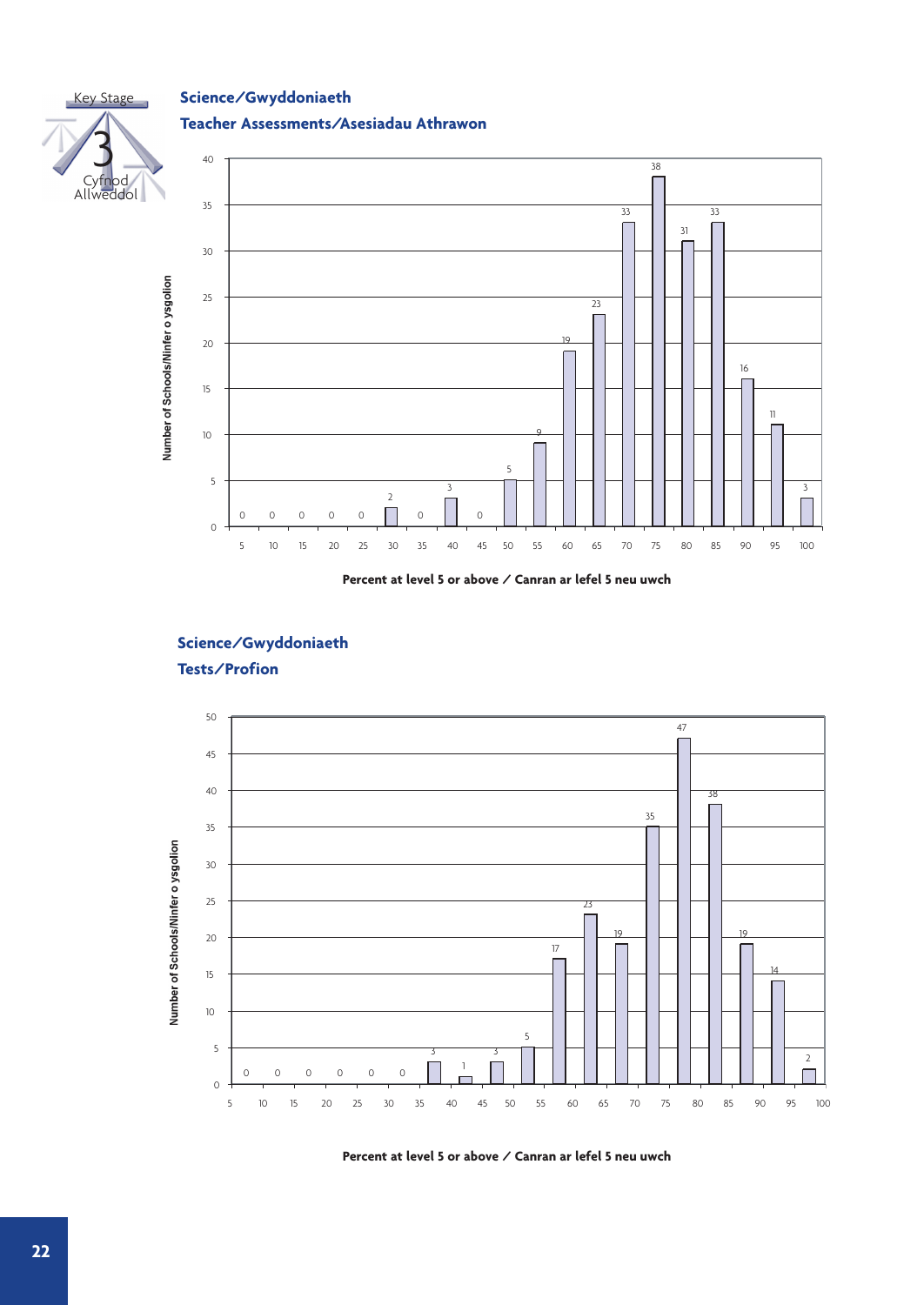Key Stage 3 Cyfnod Allweddol

## Science/Gwyddoniaeth

### Teacher Assessments/Asesiadau Athrawon

| Percent at level 5 or above / Canran ar lefel 5 neu uwch | Number of Schools/Ninfer o ysgolion |
| --- | --- |
| 5 | 0 |
| 10 | 0 |
| 15 | 0 |
| 20 | 0 |
| 25 | 0 |
| 30 | 2 |
| 35 | 0 |
| 40 | 3 |
| 45 | 0 |
| 50 | 5 |
| 55 | 9 |
| 60 | 19 |
| 65 | 23 |
| 70 | 33 |
| 75 | 38 |
| 80 | 31 |
| 85 | 33 |
| 90 | 16 |
| 95 | 11 |
| 100 | 3 |

## Science/Gwyddoniaeth

### Tests/Profion

| Percent at level 5 or above / Canran ar lefel 5 neu uwch | Number of Schools/Ninfer o ysgolion |
| --- | --- |
| 10 | 0 |
| 15 | 0 |
| 20 | 0 |
| 25 | 0 |
| 30 | 0 |
| 35 | 0 |
| 40 | 3 |
| 45 | 1 |
| 50 | 3 |
| 55 | 5 |
| 60 | 17 |
| 65 | 23 |
| 70 | 19 |
| 75 | 35 |
| 80 | 47 |
| 85 | 38 |
| 90 | 19 |
| 95 | 14 |
| 100 | 2 |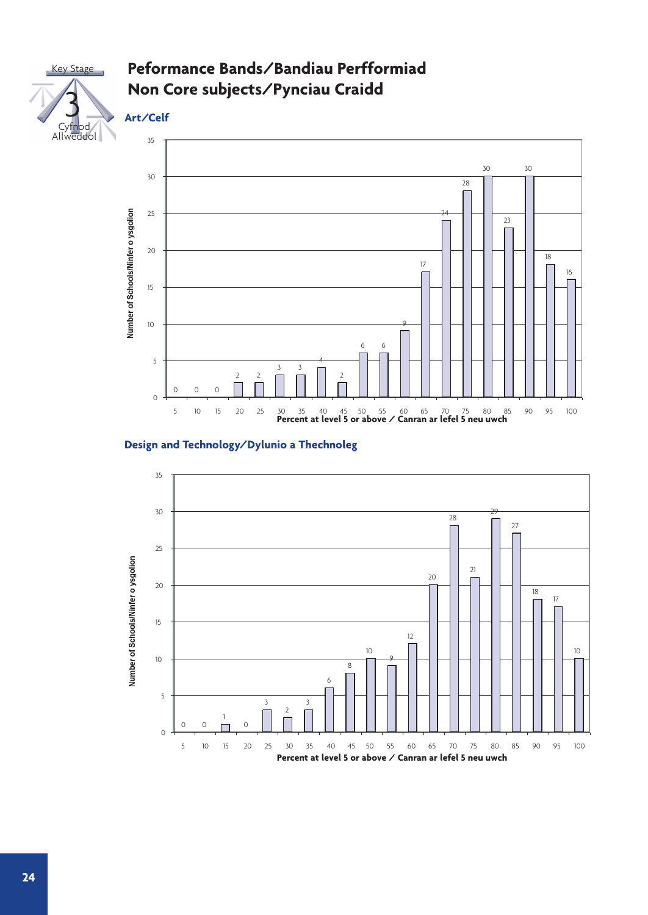# Peformance Bands/Bandiau Perfformiad
# Non Core subjects/Pynciau Craidd

### Art/Celf

| Percent at level 5 or above / Canran ar lefel 5 neu uwch | Number of Schools/Ninfer o ysgolion |
|---|---|
| 5 | 0 |
| 10 | 0 |
| 15 | 0 |
| 20 | 2 |
| 25 | 2 |
| 30 | 3 |
| 35 | 3 |
| 40 | 4 |
| 45 | 2 |
| 50 | 6 |
| 55 | 6 |
| 60 | 9 |
| 65 | 17 |
| 70 | 24 |
| 75 | 28 |
| 80 | 30 |
| 85 | 23 |
| 90 | 30 |
| 95 | 18 |
| 100 | 16 |

### Design and Technology/Dylunio a Thechnoleg

| Percent at level 5 or above / Canran ar lefel 5 neu uwch | Number of Schools/Ninfer o ysgolion |
|---|---|
| 5 | 0 |
| 10 | 0 |
| 15 | 1 |
| 20 | 0 |
| 25 | 3 |
| 30 | 2 |
| 35 | 3 |
| 40 | 6 |
| 45 | 8 |
| 50 | 10 |
| 55 | 9 |
| 60 | 12 |
| 65 | 20 |
| 70 | 28 |
| 75 | 21 |
| 80 | 29 |
| 85 | 27 |
| 90 | 18 |
| 95 | 17 |
| 100 | 10 |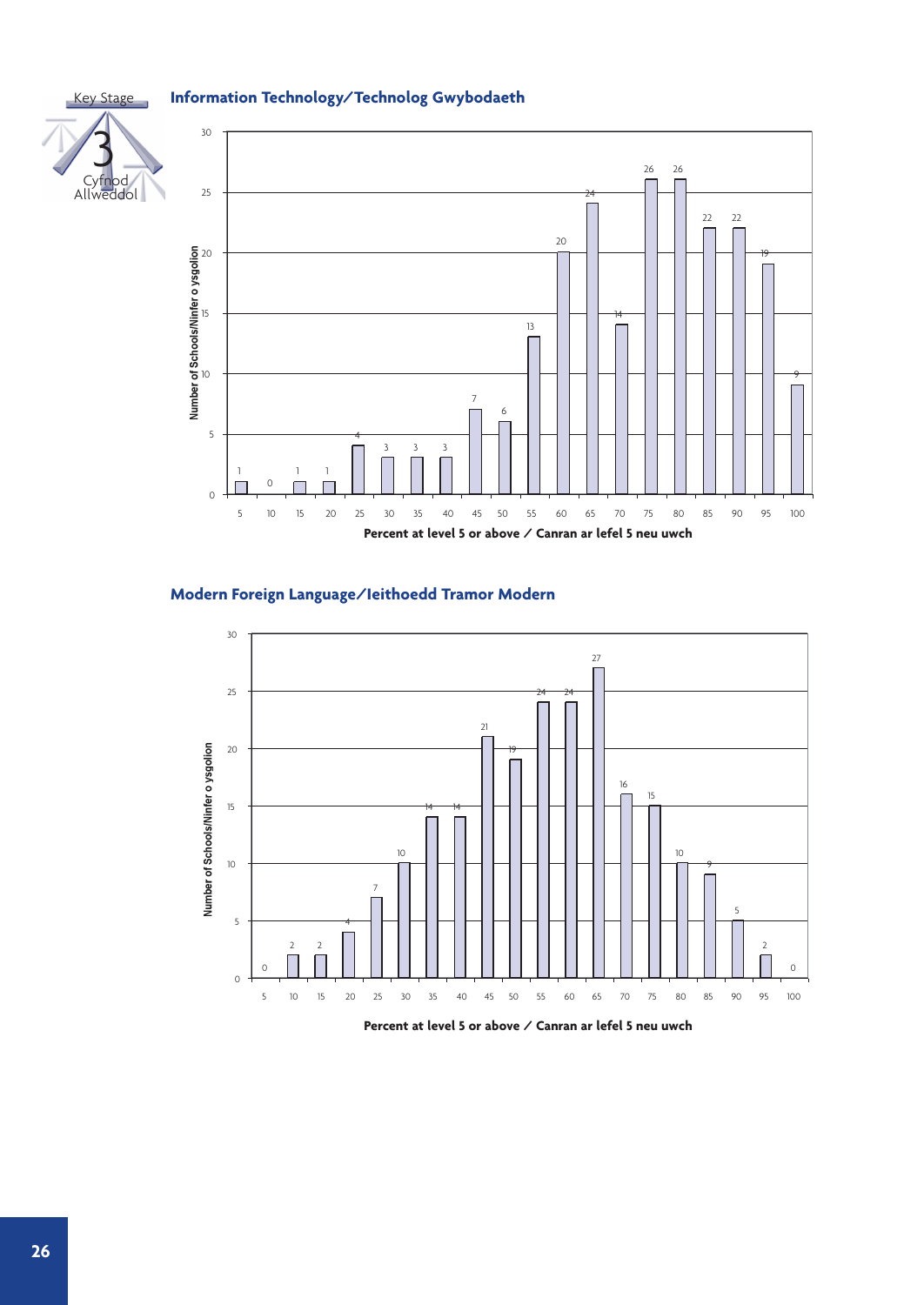Key Stage 3 Cyfnod Allweddol

## Information Technology/Technolog Gwybodaeth

| Percent at level 5 or above / Canran ar lefel 5 neu uwch | Number of Schools/Ninfer o ysgolion |
|---|---|
| 5 | 1 |
| 10 | 0 |
| 15 | 1 |
| 20 | 1 |
| 25 | 4 |
| 30 | 3 |
| 35 | 3 |
| 40 | 3 |
| 45 | 7 |
| 50 | 6 |
| 55 | 13 |
| 60 | 20 |
| 65 | 24 |
| 70 | 14 |
| 75 | 26 |
| 80 | 26 |
| 85 | 22 |
| 90 | 22 |
| 95 | 19 |
| 100 | 9 |

## Modern Foreign Language/Ieithoedd Tramor Modern

| Percent at level 5 or above / Canran ar lefel 5 neu uwch | Number of Schools/Ninfer o ysgolion |
|---|---|
| 5 | 0 |
| 10 | 2 |
| 15 | 2 |
| 20 | 4 |
| 25 | 7 |
| 30 | 10 |
| 35 | 14 |
| 40 | 14 |
| 45 | 21 |
| 50 | 19 |
| 55 | 24 |
| 60 | 24 |
| 65 | 27 |
| 70 | 16 |
| 75 | 15 |
| 80 | 10 |
| 85 | 9 |
| 90 | 5 |
| 95 | 2 |
| 100 | 0 |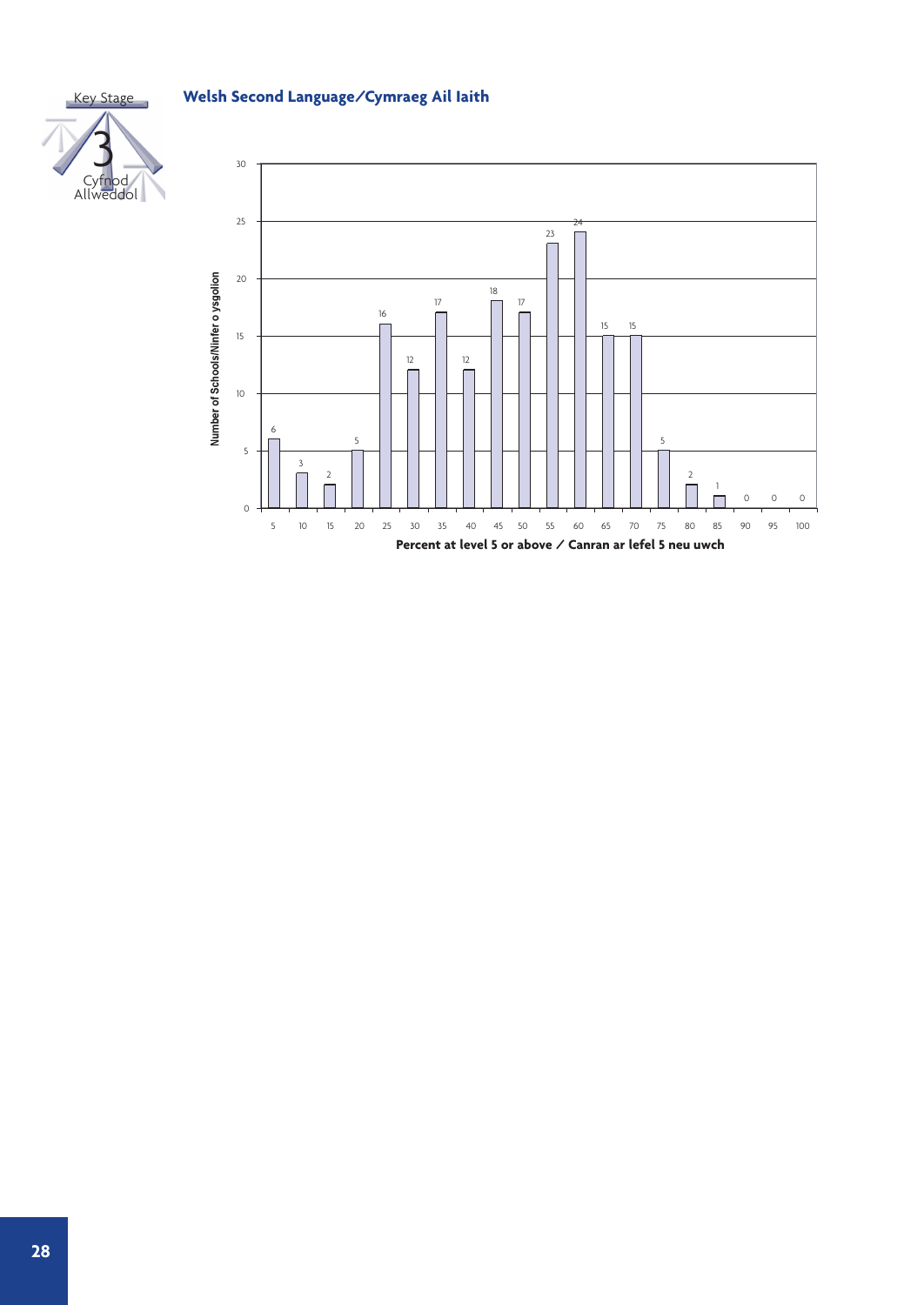Key Stage 3 Cyfnod Allweddol

## Welsh Second Language/Cymraeg Ail Iaith

| Percent at level 5 or above / Canran ar lefel 5 neu uwch | Number of Schools/Nifer o ysgolion |
|---|---|
| 5 | 6 |
| 10 | 3 |
| 15 | 2 |
| 20 | 5 |
| 25 | 16 |
| 30 | 12 |
| 35 | 17 |
| 40 | 12 |
| 45 | 18 |
| 50 | 17 |
| 55 | 23 |
| 60 | 24 |
| 65 | 15 |
| 70 | 15 |
| 75 | 5 |
| 80 | 2 |
| 85 | 1 |
| 90 | 0 |
| 95 | 0 |
| 100 | 0 |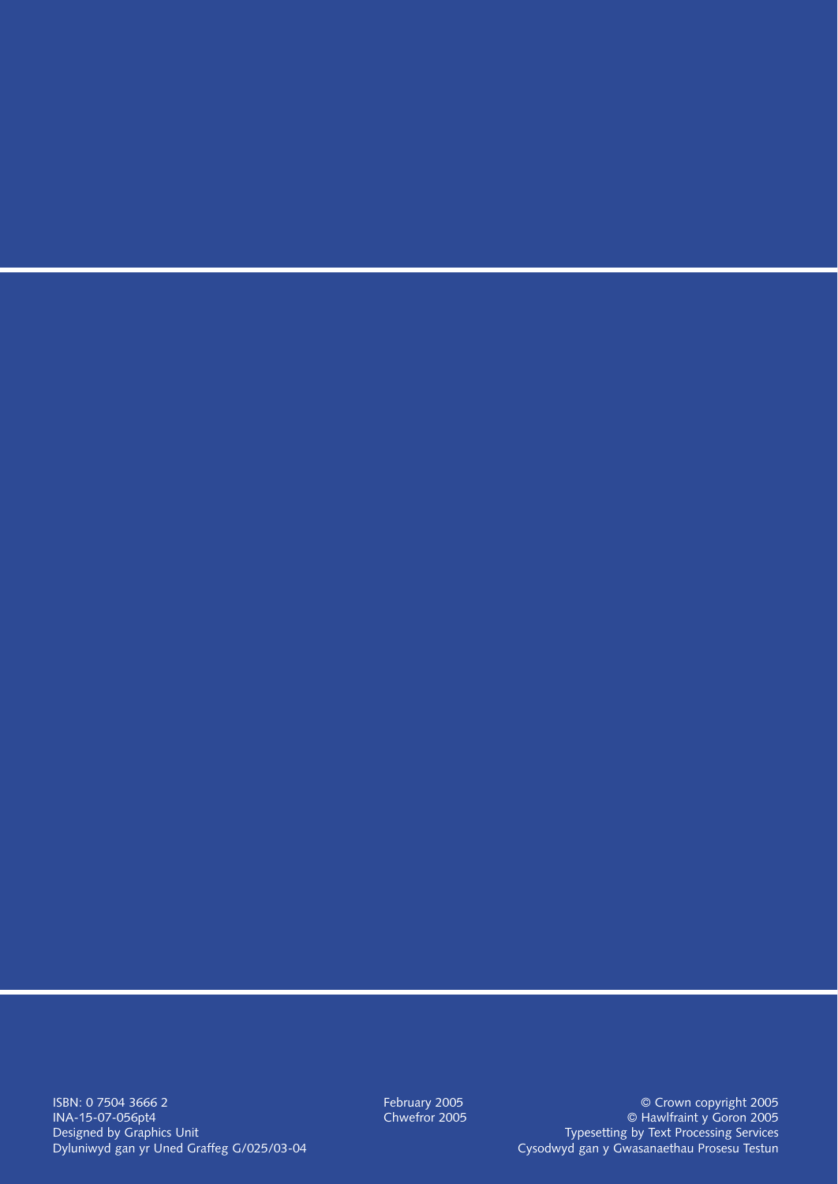ISBN: 0 7504 3666 2
INA-15-07-056pt4
Designed by Graphics Unit
Dyluniwyd gan yr Uned Graffeg G/025/03-04

February 2005
Chwefror 2005

© Crown copyright 2005
© Hawlfraint y Goron 2005
Typesetting by Text Processing Services
Cysodwyd gan y Gwasanaethau Prosesu Testun